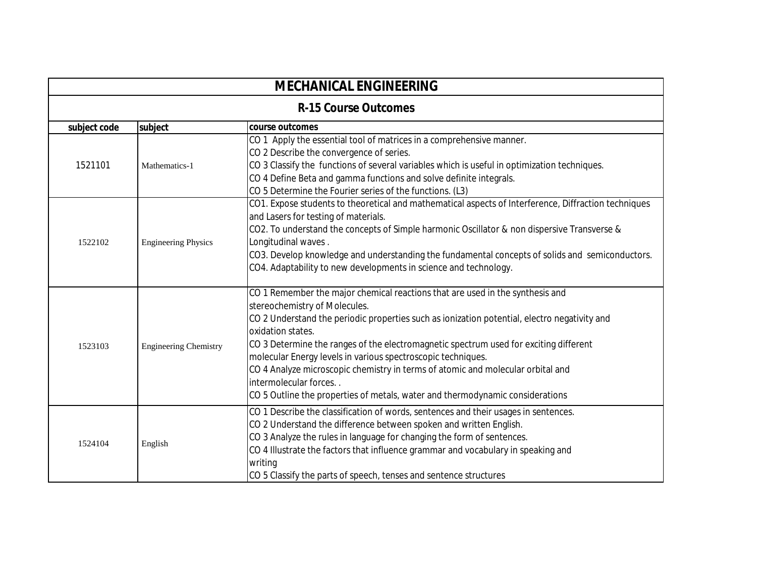# MECHANICAL ENGINEERING

## R-15 Course Outcomes

| subject code | subject | course outcomes |
|---|---|---|
| 1521101 | Mathematics-1 | CO 1 Apply the essential tool of matrices in a comprehensive manner.<br>CO 2 Describe the convergence of series.<br>CO 3 Classify the functions of several variables which is useful in optimization techniques.<br>CO 4 Define Beta and gamma functions and solve definite integrals.<br>CO 5 Determine the Fourier series of the functions. (L3) |
| 1522102 | Engineering Physics | CO1. Expose students to theoretical and mathematical aspects of Interference, Diffraction techniques and Lasers for testing of materials.<br>CO2. To understand the concepts of Simple harmonic Oscillator & non dispersive Transverse & Longitudinal waves .<br>CO3. Develop knowledge and understanding the fundamental concepts of solids and semiconductors.<br>CO4. Adaptability to new developments in science and technology. |
| 1523103 | Engineering Chemistry | CO 1 Remember the major chemical reactions that are used in the synthesis and stereochemistry of Molecules.<br>CO 2 Understand the periodic properties such as ionization potential, electro negativity and oxidation states.<br>CO 3 Determine the ranges of the electromagnetic spectrum used for exciting different molecular Energy levels in various spectroscopic techniques.<br>CO 4 Analyze microscopic chemistry in terms of atomic and molecular orbital and intermolecular forces. .<br>CO 5 Outline the properties of metals, water and thermodynamic considerations |
| 1524104 | English | CO 1 Describe the classification of words, sentences and their usages in sentences.<br>CO 2 Understand the difference between spoken and written English.<br>CO 3 Analyze the rules in language for changing the form of sentences.<br>CO 4 Illustrate the factors that influence grammar and vocabulary in speaking and writing<br>CO 5 Classify the parts of speech, tenses and sentence structures |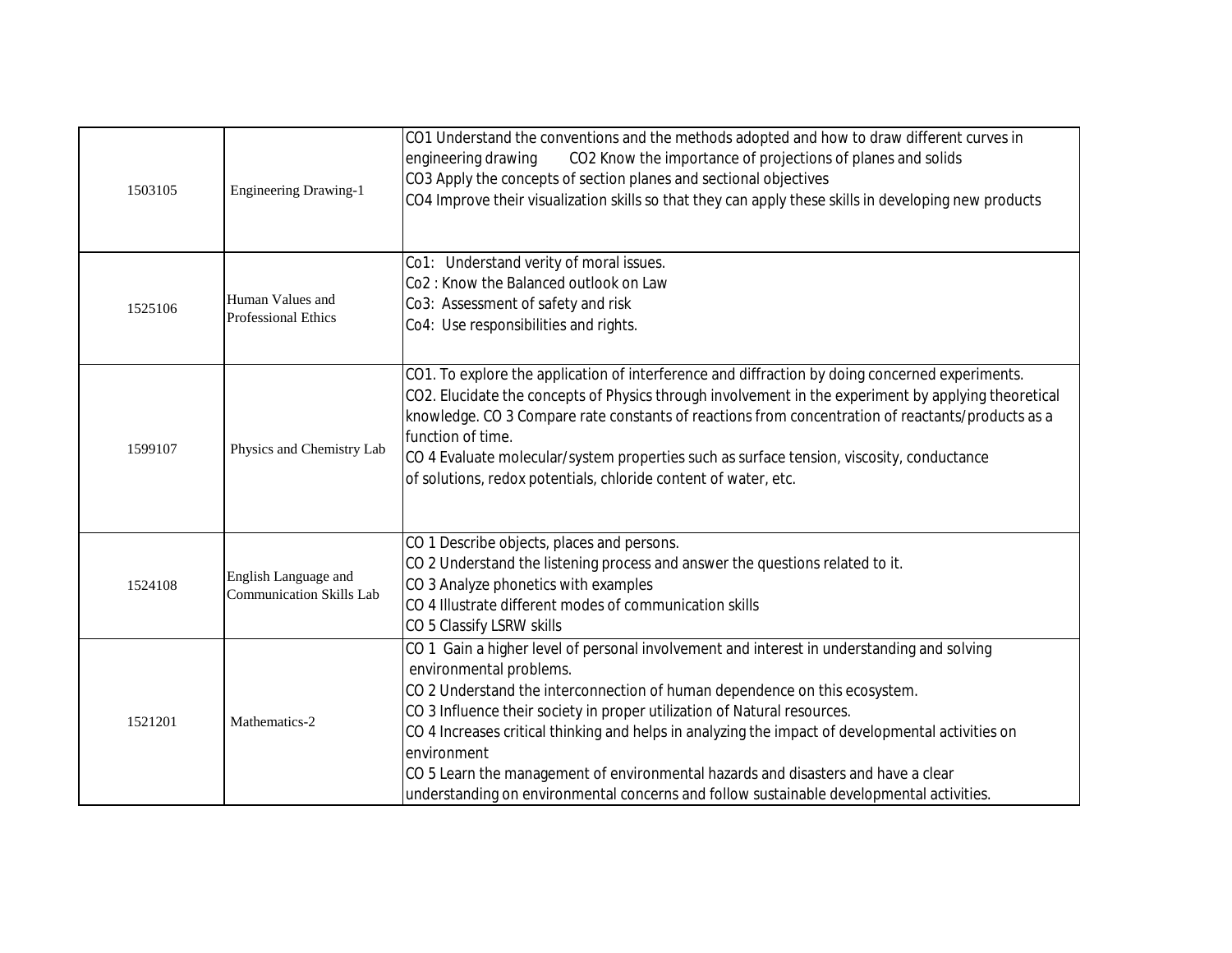| | | |
|---|---|---|
| 1503105 | Engineering Drawing-1 | CO1 Understand the conventions and the methods adopted and how to draw different curves in engineering drawing CO2 Know the importance of projections of planes and solids<br>CO3 Apply the concepts of section planes and sectional objectives<br>CO4 Improve their visualization skills so that they can apply these skills in developing new products |
| 1525106 | Human Values and Professional Ethics | Co1: Understand verity of moral issues.<br>Co2 : Know the Balanced outlook on Law<br>Co3: Assessment of safety and risk<br>Co4: Use responsibilities and rights. |
| 1599107 | Physics and Chemistry Lab | CO1. To explore the application of interference and diffraction by doing concerned experiments.<br>CO2. Elucidate the concepts of Physics through involvement in the experiment by applying theoretical knowledge. CO 3 Compare rate constants of reactions from concentration of reactants/products as a function of time.<br>CO 4 Evaluate molecular/system properties such as surface tension, viscosity, conductance of solutions, redox potentials, chloride content of water, etc. |
| 1524108 | English Language and Communication Skills Lab | CO 1 Describe objects, places and persons.<br>CO 2 Understand the listening process and answer the questions related to it.<br>CO 3 Analyze phonetics with examples<br>CO 4 Illustrate different modes of communication skills<br>CO 5 Classify LSRW skills |
| 1521201 | Mathematics-2 | CO 1 Gain a higher level of personal involvement and interest in understanding and solving environmental problems.<br>CO 2 Understand the interconnection of human dependence on this ecosystem.<br>CO 3 Influence their society in proper utilization of Natural resources.<br>CO 4 Increases critical thinking and helps in analyzing the impact of developmental activities on environment<br>CO 5 Learn the management of environmental hazards and disasters and have a clear understanding on environmental concerns and follow sustainable developmental activities. |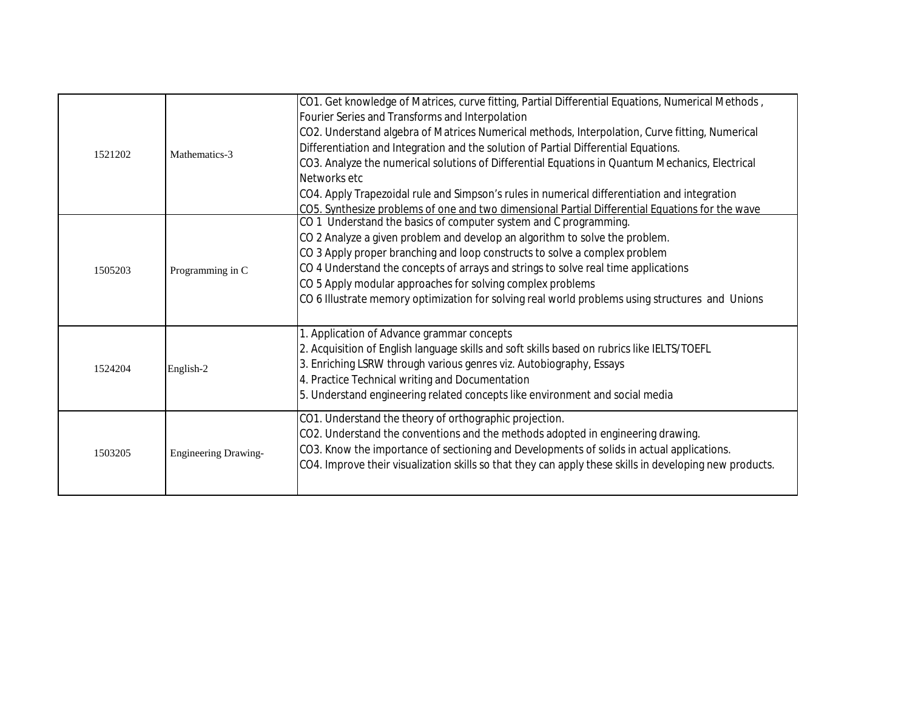| | | |
|---|---|---|
| 1521202 | Mathematics-3 | CO1. Get knowledge of Matrices, curve fitting, Partial Differential Equations, Numerical Methods , Fourier Series and Transforms and Interpolation<br>CO2. Understand algebra of Matrices Numerical methods, Interpolation, Curve fitting, Numerical Differentiation and Integration and the solution of Partial Differential Equations.<br>CO3. Analyze the numerical solutions of Differential Equations in Quantum Mechanics, Electrical Networks etc<br>CO4. Apply Trapezoidal rule and Simpson's rules in numerical differentiation and integration<br>CO5. Synthesize problems of one and two dimensional Partial Differential Equations for the wave |
| 1505203 | Programming in C | CO 1 Understand the basics of computer system and C programming.<br>CO 2 Analyze a given problem and develop an algorithm to solve the problem.<br>CO 3 Apply proper branching and loop constructs to solve a complex problem<br>CO 4 Understand the concepts of arrays and strings to solve real time applications<br>CO 5 Apply modular approaches for solving complex problems<br>CO 6 Illustrate memory optimization for solving real world problems using structures and Unions |
| 1524204 | English-2 | 1. Application of Advance grammar concepts<br>2. Acquisition of English language skills and soft skills based on rubrics like IELTS/TOEFL<br>3. Enriching LSRW through various genres viz. Autobiography, Essays<br>4. Practice Technical writing and Documentation<br>5. Understand engineering related concepts like environment and social media |
| 1503205 | Engineering Drawing- | CO1. Understand the theory of orthographic projection.<br>CO2. Understand the conventions and the methods adopted in engineering drawing.<br>CO3. Know the importance of sectioning and Developments of solids in actual applications.<br>CO4. Improve their visualization skills so that they can apply these skills in developing new products. |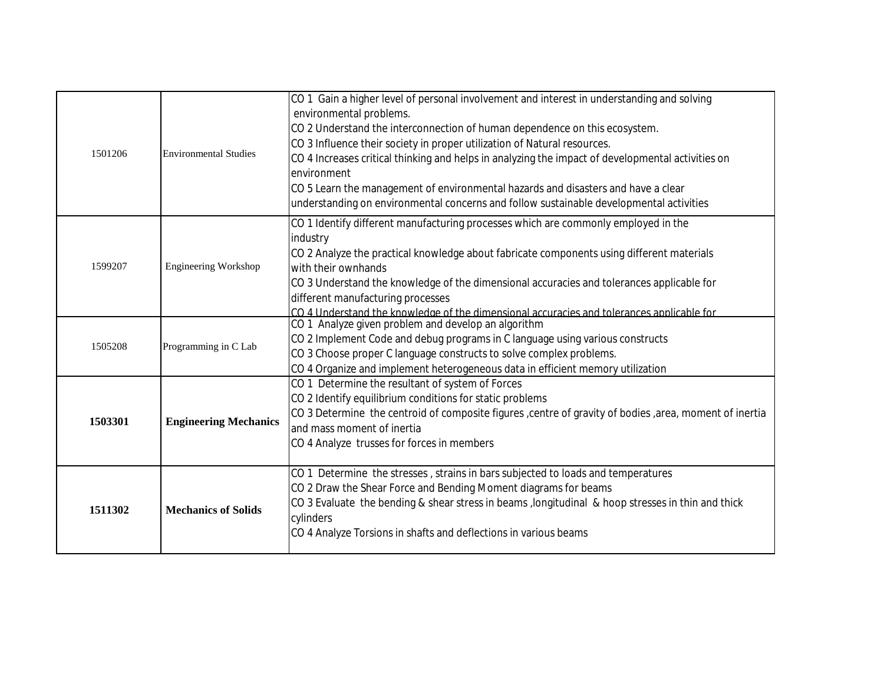| | | |
|---|---|---|
| 1501206 | Environmental Studies | CO 1 Gain a higher level of personal involvement and interest in understanding and solving environmental problems.<br>CO 2 Understand the interconnection of human dependence on this ecosystem.<br>CO 3 Influence their society in proper utilization of Natural resources.<br>CO 4 Increases critical thinking and helps in analyzing the impact of developmental activities on environment<br>CO 5 Learn the management of environmental hazards and disasters and have a clear understanding on environmental concerns and follow sustainable developmental activities |
| 1599207 | Engineering Workshop | CO 1 Identify different manufacturing processes which are commonly employed in the industry<br>CO 2 Analyze the practical knowledge about fabricate components using different materials with their ownhands<br>CO 3 Understand the knowledge of the dimensional accuracies and tolerances applicable for different manufacturing processes<br>CO 4 Understand the knowledge of the dimensional accuracies and tolerances applicable for |
| 1505208 | Programming in C Lab | CO 1 Analyze given problem and develop an algorithm<br>CO 2 Implement Code and debug programs in C language using various constructs<br>CO 3 Choose proper C language constructs to solve complex problems.<br>CO 4 Organize and implement heterogeneous data in efficient memory utilization |
| **1503301** | **Engineering Mechanics** | CO 1 Determine the resultant of system of Forces<br>CO 2 Identify equilibrium conditions for static problems<br>CO 3 Determine the centroid of composite figures ,centre of gravity of bodies ,area, moment of inertia and mass moment of inertia<br>CO 4 Analyze trusses for forces in members |
| **1511302** | **Mechanics of Solids** | CO 1 Determine the stresses , strains in bars subjected to loads and temperatures<br>CO 2 Draw the Shear Force and Bending Moment diagrams for beams<br>CO 3 Evaluate the bending & shear stress in beams ,longitudinal & hoop stresses in thin and thick cylinders<br>CO 4 Analyze Torsions in shafts and deflections in various beams |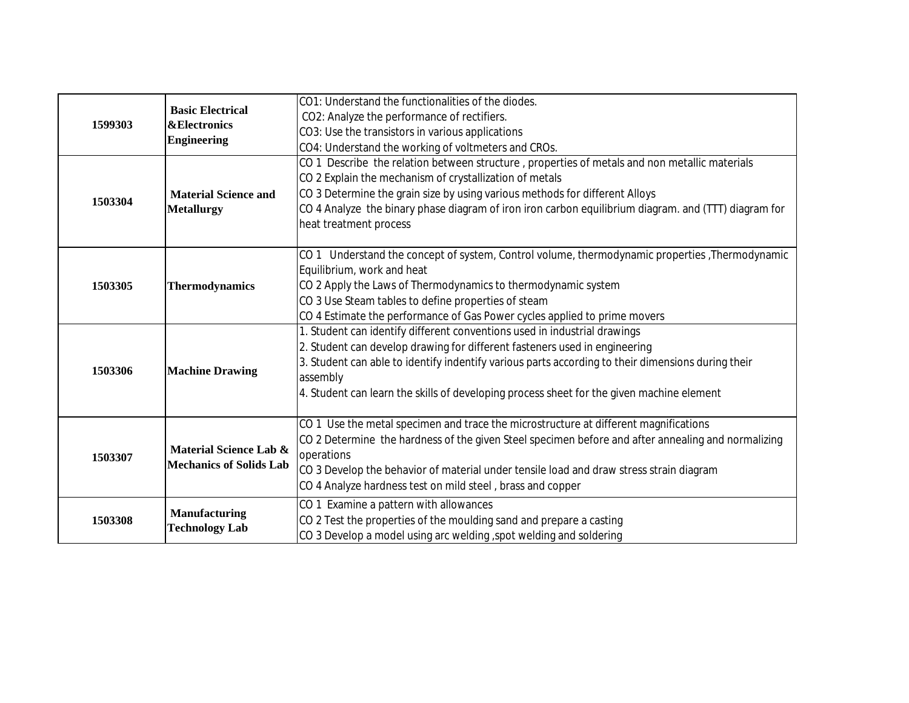| | | |
|---|---|---|
| 1599303 | Basic Electrical &Electronics Engineering | CO1: Understand the functionalities of the diodes.<br>CO2: Analyze the performance of rectifiers.<br>CO3: Use the transistors in various applications<br>CO4: Understand the working of voltmeters and CROs. |
| 1503304 | Material Science and Metallurgy | CO 1 Describe the relation between structure , properties of metals and non metallic materials<br>CO 2 Explain the mechanism of crystallization of metals<br>CO 3 Determine the grain size by using various methods for different Alloys<br>CO 4 Analyze the binary phase diagram of iron iron carbon equilibrium diagram. and (TTT) diagram for heat treatment process |
| 1503305 | Thermodynamics | CO 1 Understand the concept of system, Control volume, thermodynamic properties ,Thermodynamic Equilibrium, work and heat<br>CO 2 Apply the Laws of Thermodynamics to thermodynamic system<br>CO 3 Use Steam tables to define properties of steam<br>CO 4 Estimate the performance of Gas Power cycles applied to prime movers |
| 1503306 | Machine Drawing | 1. Student can identify different conventions used in industrial drawings<br>2. Student can develop drawing for different fasteners used in engineering<br>3. Student can able to identify indentify various parts according to their dimensions during their assembly<br>4. Student can learn the skills of developing process sheet for the given machine element |
| 1503307 | Material Science Lab & Mechanics of Solids Lab | CO 1 Use the metal specimen and trace the microstructure at different magnifications<br>CO 2 Determine the hardness of the given Steel specimen before and after annealing and normalizing operations<br>CO 3 Develop the behavior of material under tensile load and draw stress strain diagram<br>CO 4 Analyze hardness test on mild steel , brass and copper |
| 1503308 | Manufacturing Technology Lab | CO 1 Examine a pattern with allowances<br>CO 2 Test the properties of the moulding sand and prepare a casting<br>CO 3 Develop a model using arc welding ,spot welding and soldering |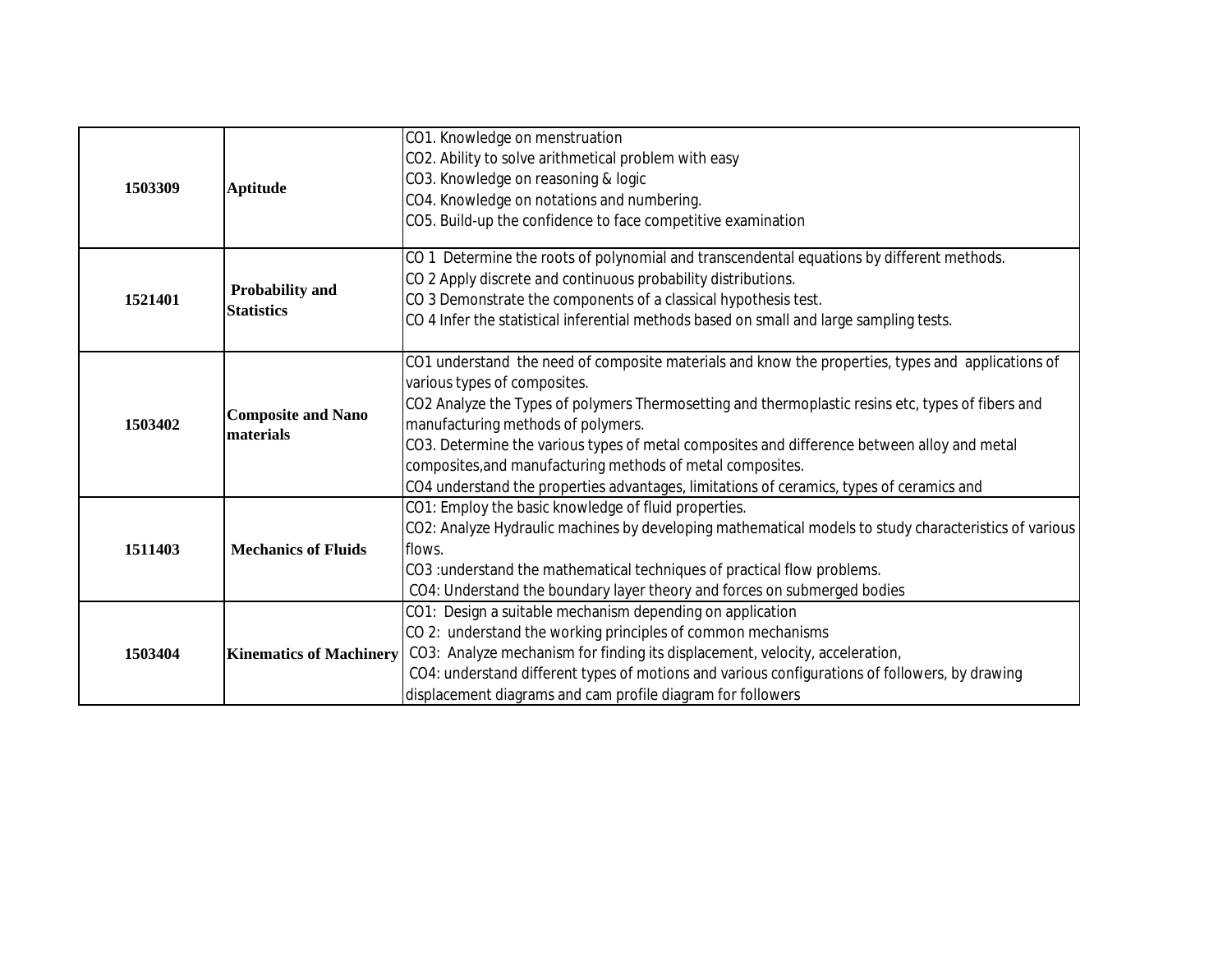| | | |
|---|---|---|
| 1503309 | **Aptitude** | CO1. Knowledge on menstruation<br>CO2. Ability to solve arithmetical problem with easy<br>CO3. Knowledge on reasoning & logic<br>CO4. Knowledge on notations and numbering.<br>CO5. Build-up the confidence to face competitive examination |
| 1521401 | **Probability and Statistics** | CO 1 Determine the roots of polynomial and transcendental equations by different methods.<br>CO 2 Apply discrete and continuous probability distributions.<br>CO 3 Demonstrate the components of a classical hypothesis test.<br>CO 4 Infer the statistical inferential methods based on small and large sampling tests. |
| 1503402 | **Composite and Nano materials** | CO1 understand the need of composite materials and know the properties, types and applications of various types of composites.<br>CO2 Analyze the Types of polymers Thermosetting and thermoplastic resins etc, types of fibers and manufacturing methods of polymers.<br>CO3. Determine the various types of metal composites and difference between alloy and metal composites,and manufacturing methods of metal composites.<br>CO4 understand the properties advantages, limitations of ceramics, types of ceramics and |
| 1511403 | **Mechanics of Fluids** | CO1: Employ the basic knowledge of fluid properties.<br>CO2: Analyze Hydraulic machines by developing mathematical models to study characteristics of various flows.<br>CO3 :understand the mathematical techniques of practical flow problems.<br>CO4: Understand the boundary layer theory and forces on submerged bodies |
| 1503404 | **Kinematics of Machinery** | CO1: Design a suitable mechanism depending on application<br>CO 2: understand the working principles of common mechanisms<br>CO3: Analyze mechanism for finding its displacement, velocity, acceleration,<br>CO4: understand different types of motions and various configurations of followers, by drawing displacement diagrams and cam profile diagram for followers |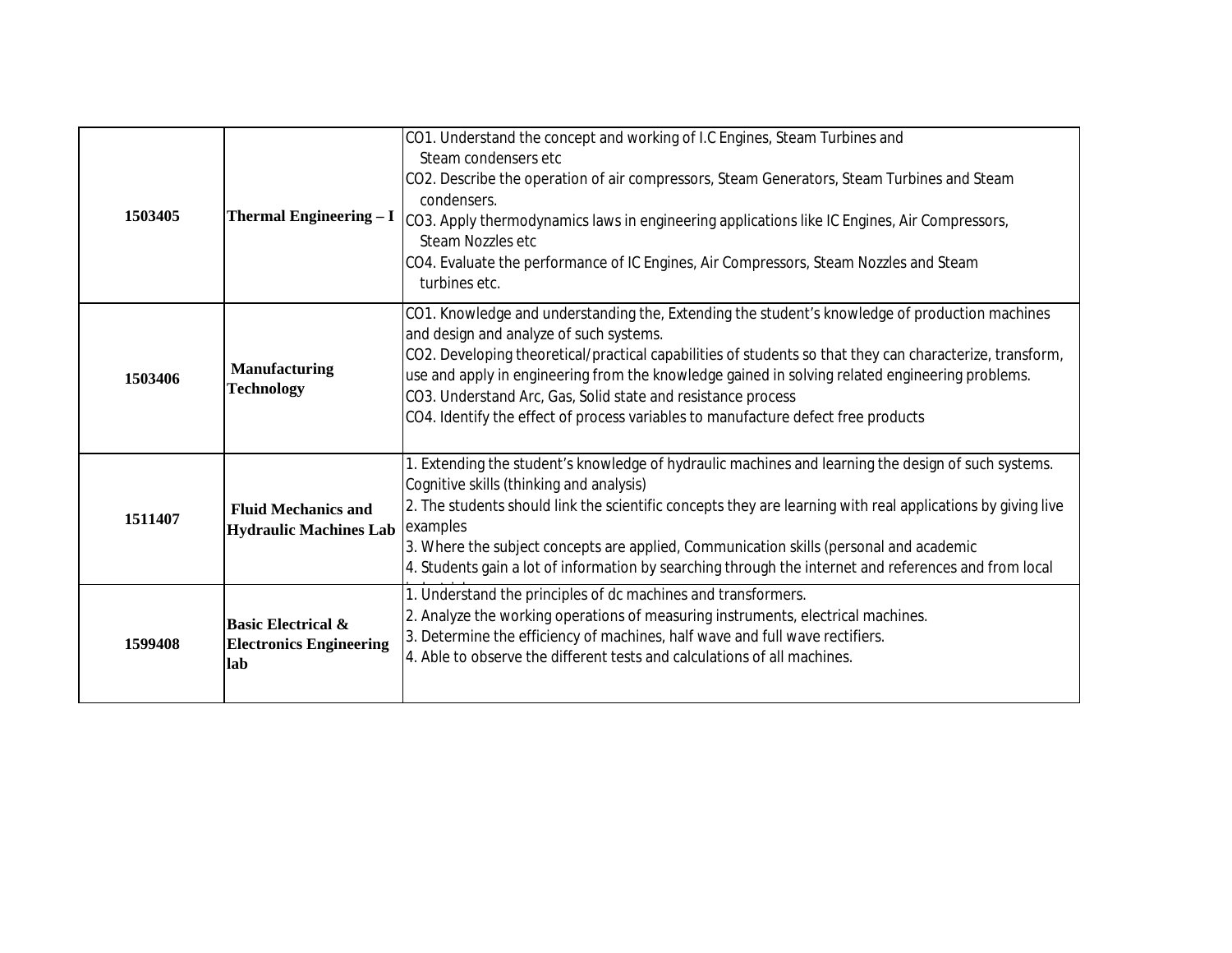| | | |
|---|---|---|
| **1503405** | **Thermal Engineering – I** | CO1. Understand the concept and working of I.C Engines, Steam Turbines and Steam condensers etc<br>CO2. Describe the operation of air compressors, Steam Generators, Steam Turbines and Steam condensers.<br>CO3. Apply thermodynamics laws in engineering applications like IC Engines, Air Compressors, Steam Nozzles etc<br>CO4. Evaluate the performance of IC Engines, Air Compressors, Steam Nozzles and Steam turbines etc. |
| **1503406** | **Manufacturing Technology** | CO1. Knowledge and understanding the, Extending the student's knowledge of production machines and design and analyze of such systems.<br>CO2. Developing theoretical/practical capabilities of students so that they can characterize, transform, use and apply in engineering from the knowledge gained in solving related engineering problems.<br>CO3. Understand Arc, Gas, Solid state and resistance process<br>CO4. Identify the effect of process variables to manufacture defect free products |
| **1511407** | **Fluid Mechanics and Hydraulic Machines Lab** | 1. Extending the student's knowledge of hydraulic machines and learning the design of such systems. Cognitive skills (thinking and analysis)<br>2. The students should link the scientific concepts they are learning with real applications by giving live examples<br>3. Where the subject concepts are applied, Communication skills (personal and academic<br>4. Students gain a lot of information by searching through the internet and references and from local |
| **1599408** | **Basic Electrical & Electronics Engineering lab** | 1. Understand the principles of dc machines and transformers.<br>2. Analyze the working operations of measuring instruments, electrical machines.<br>3. Determine the efficiency of machines, half wave and full wave rectifiers.<br>4. Able to observe the different tests and calculations of all machines. |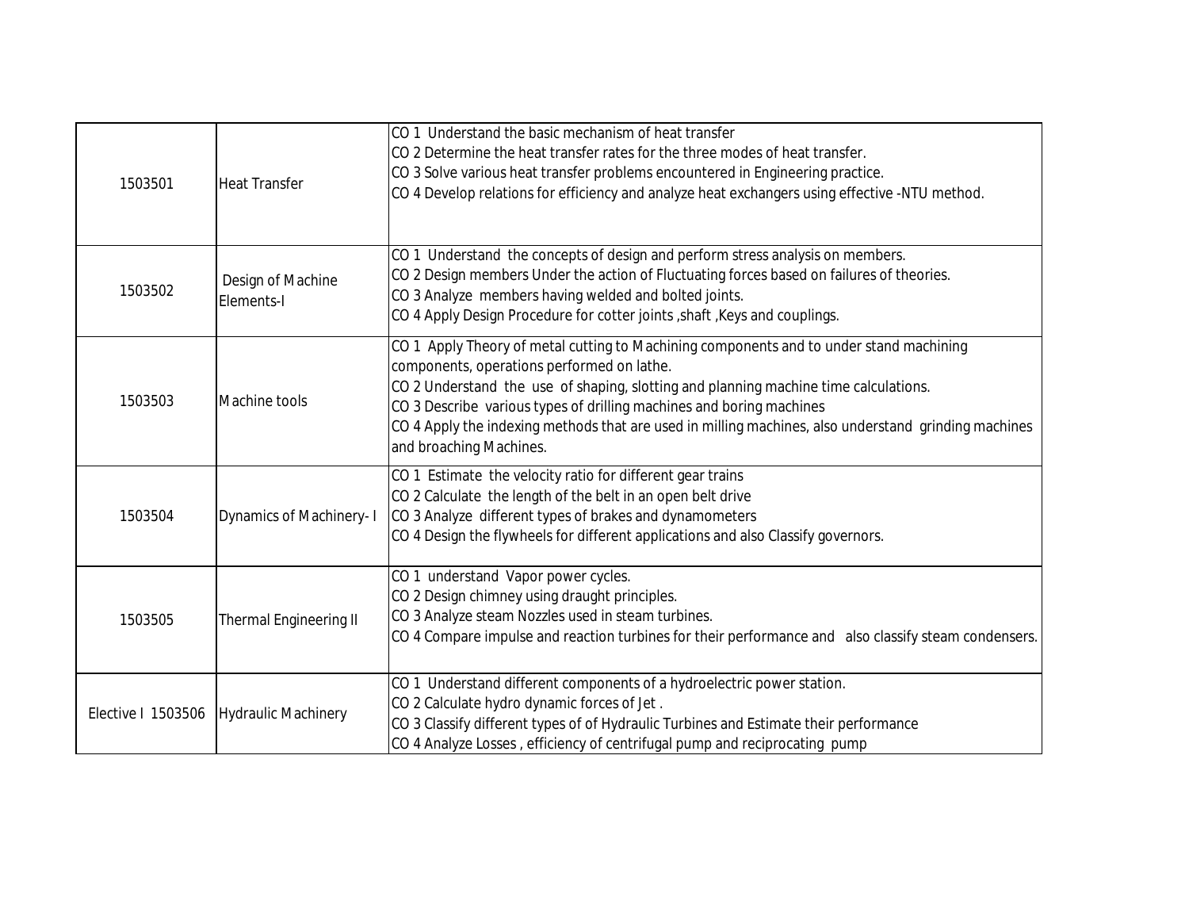| | | |
|---|---|---|
| 1503501 | Heat Transfer | CO 1 Understand the basic mechanism of heat transfer<br>CO 2 Determine the heat transfer rates for the three modes of heat transfer.<br>CO 3 Solve various heat transfer problems encountered in Engineering practice.<br>CO 4 Develop relations for efficiency and analyze heat exchangers using effective -NTU method. |
| 1503502 | Design of Machine Elements-I | CO 1 Understand the concepts of design and perform stress analysis on members.<br>CO 2 Design members Under the action of Fluctuating forces based on failures of theories.<br>CO 3 Analyze members having welded and bolted joints.<br>CO 4 Apply Design Procedure for cotter joints ,shaft ,Keys and couplings. |
| 1503503 | Machine tools | CO 1 Apply Theory of metal cutting to Machining components and to under stand machining components, operations performed on lathe.<br>CO 2 Understand the use of shaping, slotting and planning machine time calculations.<br>CO 3 Describe various types of drilling machines and boring machines<br>CO 4 Apply the indexing methods that are used in milling machines, also understand grinding machines and broaching Machines. |
| 1503504 | Dynamics of Machinery- I | CO 1 Estimate the velocity ratio for different gear trains<br>CO 2 Calculate the length of the belt in an open belt drive<br>CO 3 Analyze different types of brakes and dynamometers<br>CO 4 Design the flywheels for different applications and also Classify governors. |
| 1503505 | Thermal Engineering II | CO 1 understand Vapor power cycles.<br>CO 2 Design chimney using draught principles.<br>CO 3 Analyze steam Nozzles used in steam turbines.<br>CO 4 Compare impulse and reaction turbines for their performance and also classify steam condensers. |
| Elective I 1503506 | Hydraulic Machinery | CO 1 Understand different components of a hydroelectric power station.<br>CO 2 Calculate hydro dynamic forces of Jet .<br>CO 3 Classify different types of of Hydraulic Turbines and Estimate their performance<br>CO 4 Analyze Losses , efficiency of centrifugal pump and reciprocating pump |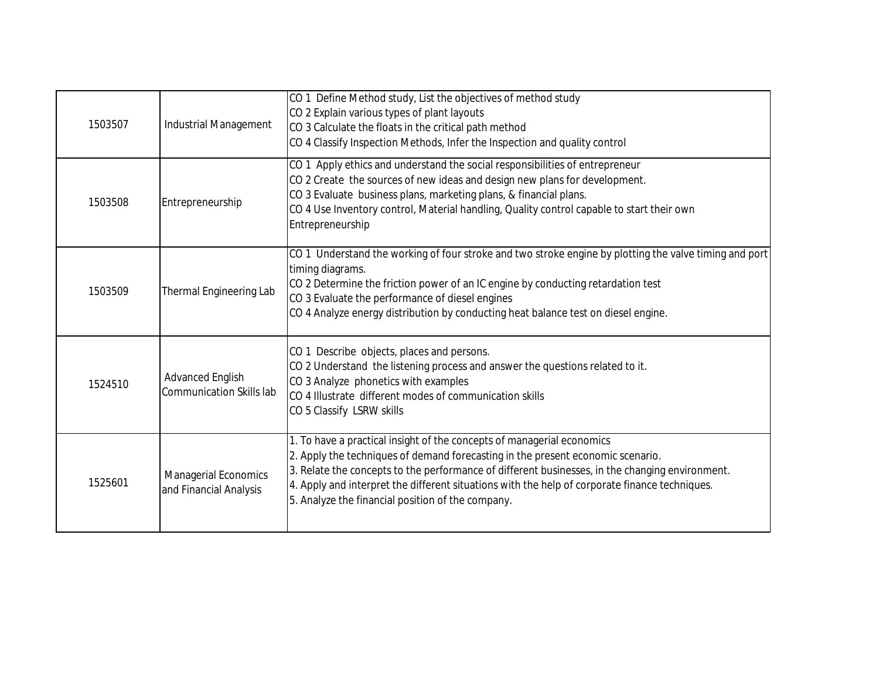| | | |
|---|---|---|
| 1503507 | Industrial Management | CO 1 Define Method study, List the objectives of method study<br>CO 2 Explain various types of plant layouts<br>CO 3 Calculate the floats in the critical path method<br>CO 4 Classify Inspection Methods, Infer the Inspection and quality control |
| 1503508 | Entrepreneurship | CO 1 Apply ethics and understand the social responsibilities of entrepreneur<br>CO 2 Create the sources of new ideas and design new plans for development.<br>CO 3 Evaluate business plans, marketing plans, & financial plans.<br>CO 4 Use Inventory control, Material handling, Quality control capable to start their own Entrepreneurship |
| 1503509 | Thermal Engineering Lab | CO 1 Understand the working of four stroke and two stroke engine by plotting the valve timing and port timing diagrams.<br>CO 2 Determine the friction power of an IC engine by conducting retardation test<br>CO 3 Evaluate the performance of diesel engines<br>CO 4 Analyze energy distribution by conducting heat balance test on diesel engine. |
| 1524510 | Advanced English Communication Skills lab | CO 1 Describe objects, places and persons.<br>CO 2 Understand the listening process and answer the questions related to it.<br>CO 3 Analyze phonetics with examples<br>CO 4 Illustrate different modes of communication skills<br>CO 5 Classify LSRW skills |
| 1525601 | Managerial Economics and Financial Analysis | 1. To have a practical insight of the concepts of managerial economics<br>2. Apply the techniques of demand forecasting in the present economic scenario.<br>3. Relate the concepts to the performance of different businesses, in the changing environment.<br>4. Apply and interpret the different situations with the help of corporate finance techniques.<br>5. Analyze the financial position of the company. |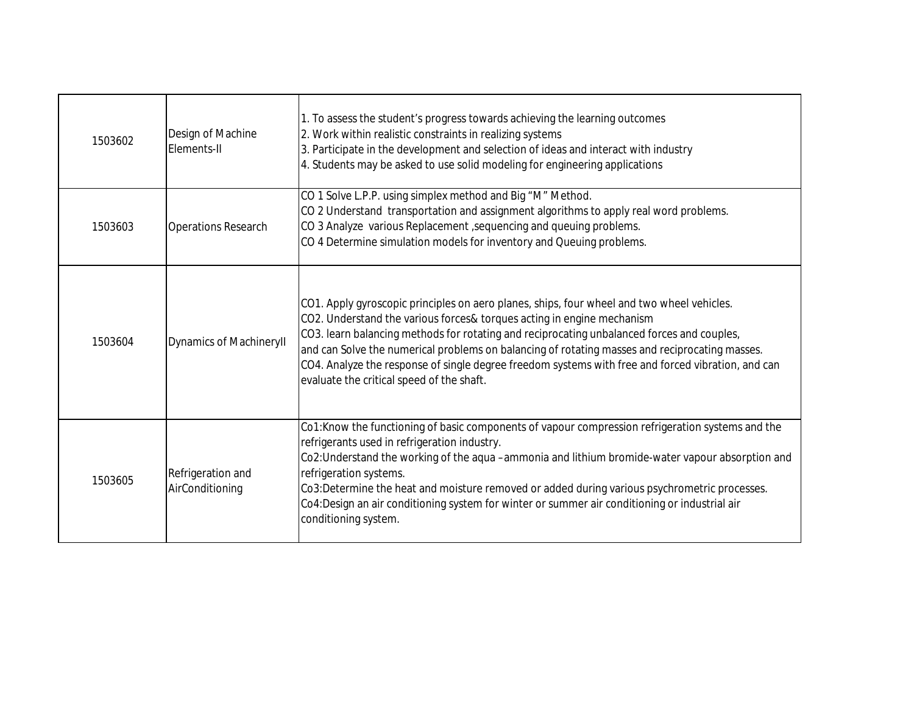| | | |
|---|---|---|
| 1503602 | Design of Machine Elements-II | 1. To assess the student's progress towards achieving the learning outcomes<br>2. Work within realistic constraints in realizing systems<br>3. Participate in the development and selection of ideas and interact with industry<br>4. Students may be asked to use solid modeling for engineering applications |
| 1503603 | Operations Research | CO 1 Solve L.P.P. using simplex method and Big "M" Method.<br>CO 2 Understand transportation and assignment algorithms to apply real word problems.<br>CO 3 Analyze various Replacement ,sequencing and queuing problems.<br>CO 4 Determine simulation models for inventory and Queuing problems. |
| 1503604 | Dynamics of MachineryII | CO1. Apply gyroscopic principles on aero planes, ships, four wheel and two wheel vehicles.<br>CO2. Understand the various forces& torques acting in engine mechanism<br>CO3. learn balancing methods for rotating and reciprocating unbalanced forces and couples, and can Solve the numerical problems on balancing of rotating masses and reciprocating masses.<br>CO4. Analyze the response of single degree freedom systems with free and forced vibration, and can evaluate the critical speed of the shaft. |
| 1503605 | Refrigeration and AirConditioning | Co1:Know the functioning of basic components of vapour compression refrigeration systems and the refrigerants used in refrigeration industry.<br>Co2:Understand the working of the aqua –ammonia and lithium bromide-water vapour absorption and refrigeration systems.<br>Co3:Determine the heat and moisture removed or added during various psychrometric processes.<br>Co4:Design an air conditioning system for winter or summer air conditioning or industrial air conditioning system. |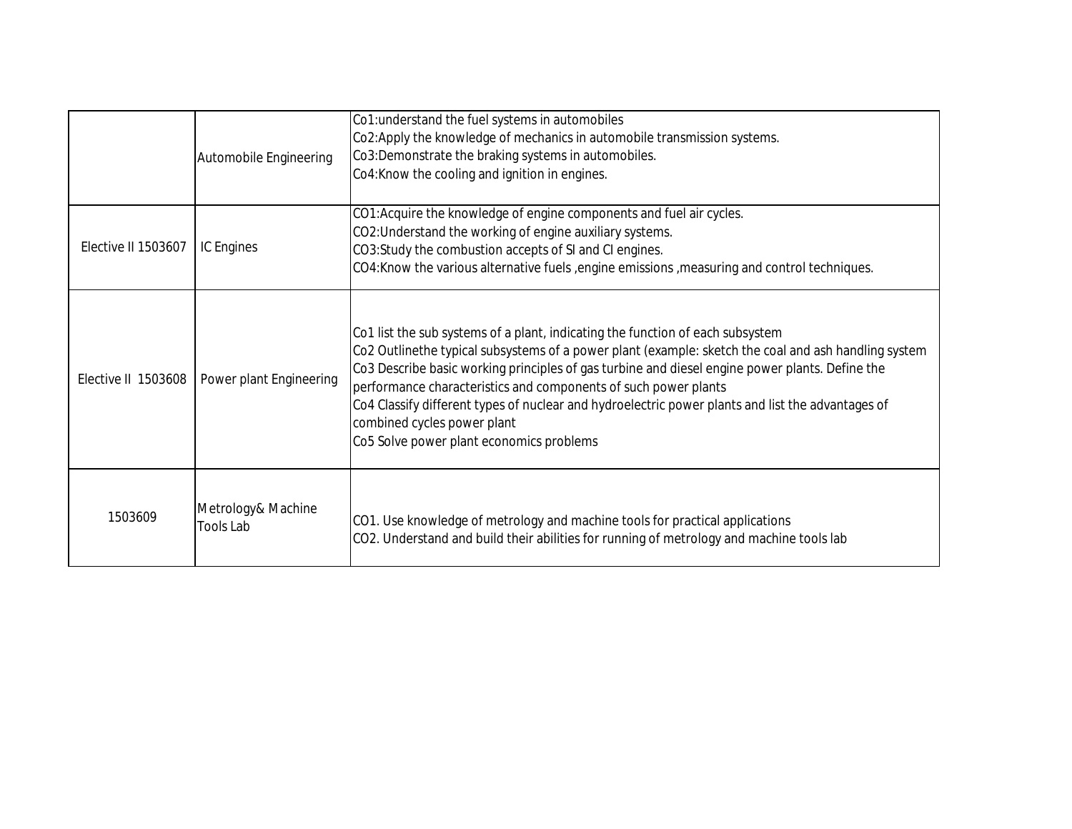| | | |
|---|---|---|
| | Automobile Engineering | Co1:understand the fuel systems in automobiles<br>Co2:Apply the knowledge of mechanics in automobile transmission systems.<br>Co3:Demonstrate the braking systems in automobiles.<br>Co4:Know the cooling and ignition in engines. |
| Elective II 1503607 | IC Engines | CO1:Acquire the knowledge of engine components and fuel air cycles.<br>CO2:Understand the working of engine auxiliary systems.<br>CO3:Study the combustion accepts of SI and CI engines.<br>CO4:Know the various alternative fuels ,engine emissions ,measuring and control techniques. |
| Elective II 1503608 | Power plant Engineering | Co1 list the sub systems of a plant, indicating the function of each subsystem<br>Co2 Outlinethe typical subsystems of a power plant (example: sketch the coal and ash handling system<br>Co3 Describe basic working principles of gas turbine and diesel engine power plants. Define the performance characteristics and components of such power plants<br>Co4 Classify different types of nuclear and hydroelectric power plants and list the advantages of combined cycles power plant<br>Co5 Solve power plant economics problems |
| 1503609 | Metrology& Machine Tools Lab | CO1. Use knowledge of metrology and machine tools for practical applications<br>CO2. Understand and build their abilities for running of metrology and machine tools lab |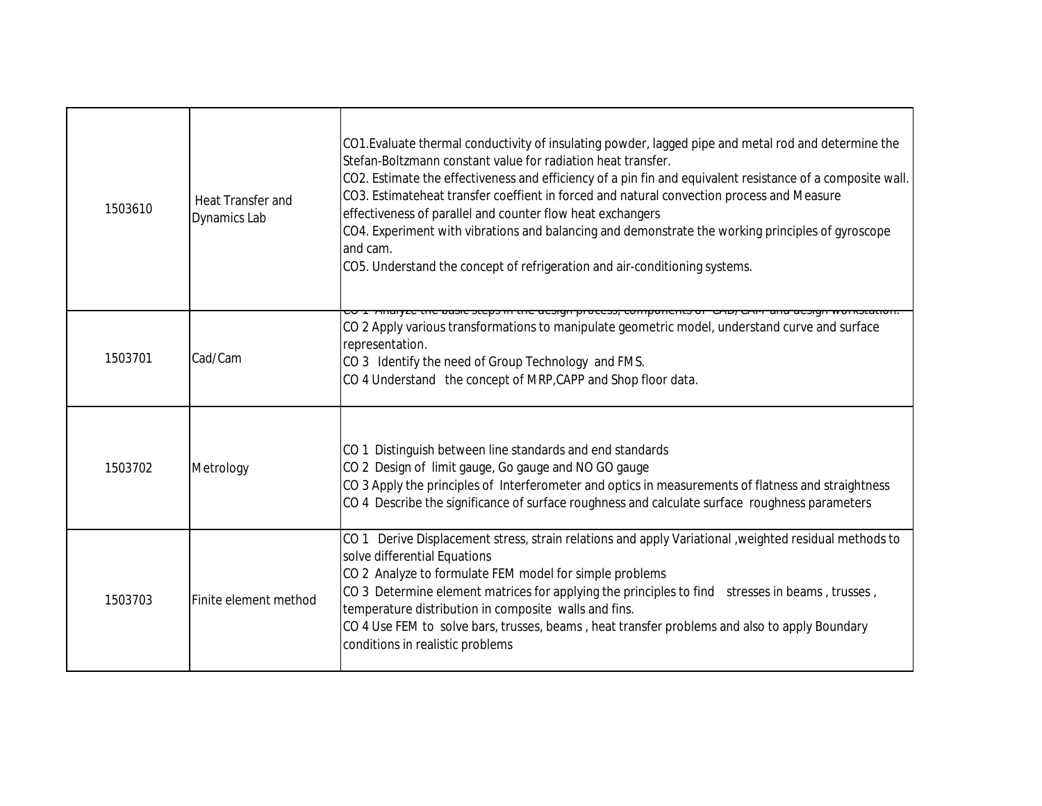| | | |
|---|---|---|
| 1503610 | Heat Transfer and Dynamics Lab | CO1.Evaluate thermal conductivity of insulating powder, lagged pipe and metal rod and determine the Stefan-Boltzmann constant value for radiation heat transfer.<br>CO2. Estimate the effectiveness and efficiency of a pin fin and equivalent resistance of a composite wall.<br>CO3. Estimateheat transfer coeffient in forced and natural convection process and Measure effectiveness of parallel and counter flow heat exchangers<br>CO4. Experiment with vibrations and balancing and demonstrate the working principles of gyroscope and cam.<br>CO5. Understand the concept of refrigeration and air-conditioning systems. |
| 1503701 | Cad/Cam | CO 1 Analyze the basic steps in the design process, components of CAD/CAM and design workstation.<br>CO 2 Apply various transformations to manipulate geometric model, understand curve and surface representation.<br>CO 3 Identify the need of Group Technology and FMS.<br>CO 4 Understand the concept of MRP,CAPP and Shop floor data. |
| 1503702 | Metrology | CO 1 Distinguish between line standards and end standards<br>CO 2 Design of limit gauge, Go gauge and NO GO gauge<br>CO 3 Apply the principles of Interferometer and optics in measurements of flatness and straightness<br>CO 4 Describe the significance of surface roughness and calculate surface roughness parameters |
| 1503703 | Finite element method | CO 1 Derive Displacement stress, strain relations and apply Variational ,weighted residual methods to solve differential Equations<br>CO 2 Analyze to formulate FEM model for simple problems<br>CO 3 Determine element matrices for applying the principles to find stresses in beams , trusses , temperature distribution in composite walls and fins.<br>CO 4 Use FEM to solve bars, trusses, beams , heat transfer problems and also to apply Boundary conditions in realistic problems |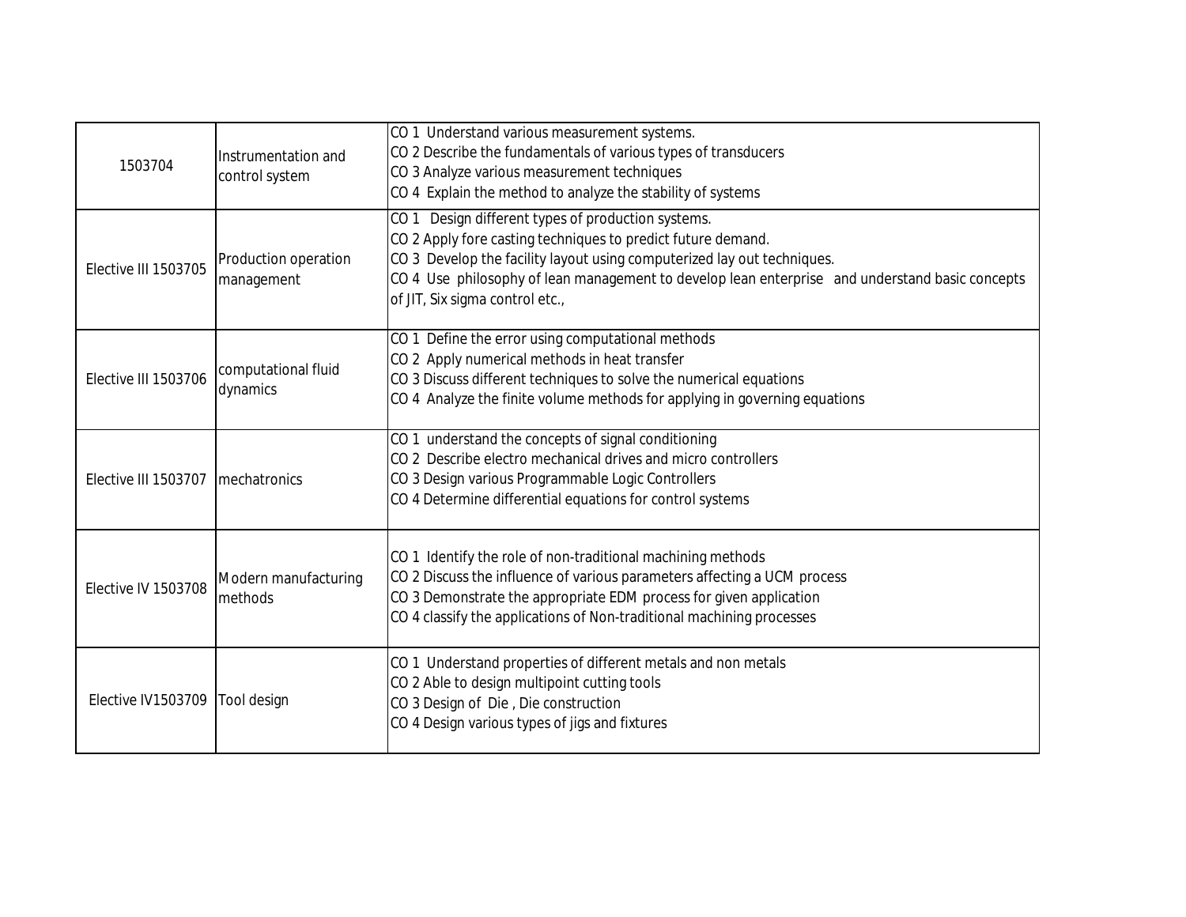| | | |
|---|---|---|
| 1503704 | Instrumentation and control system | CO 1 Understand various measurement systems.<br>CO 2 Describe the fundamentals of various types of transducers<br>CO 3 Analyze various measurement techniques<br>CO 4 Explain the method to analyze the stability of systems |
| Elective III 1503705 | Production operation management | CO 1 Design different types of production systems.<br>CO 2 Apply fore casting techniques to predict future demand.<br>CO 3 Develop the facility layout using computerized lay out techniques.<br>CO 4 Use philosophy of lean management to develop lean enterprise and understand basic concepts of JIT, Six sigma control etc., |
| Elective III 1503706 | computational fluid dynamics | CO 1 Define the error using computational methods<br>CO 2 Apply numerical methods in heat transfer<br>CO 3 Discuss different techniques to solve the numerical equations<br>CO 4 Analyze the finite volume methods for applying in governing equations |
| Elective III 1503707 | mechatronics | CO 1 understand the concepts of signal conditioning<br>CO 2 Describe electro mechanical drives and micro controllers<br>CO 3 Design various Programmable Logic Controllers<br>CO 4 Determine differential equations for control systems |
| Elective IV 1503708 | Modern manufacturing methods | CO 1 Identify the role of non-traditional machining methods<br>CO 2 Discuss the influence of various parameters affecting a UCM process<br>CO 3 Demonstrate the appropriate EDM process for given application<br>CO 4 classify the applications of Non-traditional machining processes |
| Elective IV1503709 | Tool design | CO 1 Understand properties of different metals and non metals<br>CO 2 Able to design multipoint cutting tools<br>CO 3 Design of Die , Die construction<br>CO 4 Design various types of jigs and fixtures |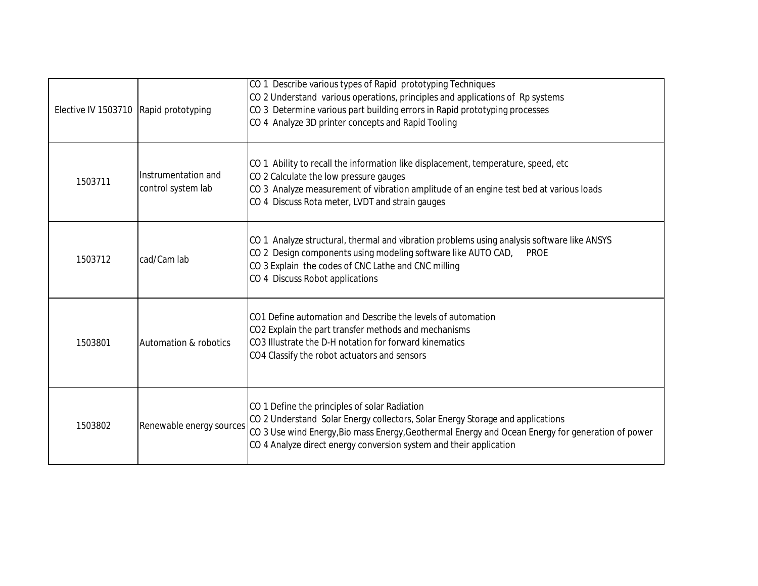| | | |
|---|---|---|
| Elective IV 1503710 | Rapid prototyping | CO 1 Describe various types of Rapid prototyping Techniques<br>CO 2 Understand various operations, principles and applications of Rp systems<br>CO 3 Determine various part building errors in Rapid prototyping processes<br>CO 4 Analyze 3D printer concepts and Rapid Tooling |
| 1503711 | Instrumentation and control system lab | CO 1 Ability to recall the information like displacement, temperature, speed, etc<br>CO 2 Calculate the low pressure gauges<br>CO 3 Analyze measurement of vibration amplitude of an engine test bed at various loads<br>CO 4 Discuss Rota meter, LVDT and strain gauges |
| 1503712 | cad/Cam lab | CO 1 Analyze structural, thermal and vibration problems using analysis software like ANSYS<br>CO 2 Design components using modeling software like AUTO CAD, PROE<br>CO 3 Explain the codes of CNC Lathe and CNC milling<br>CO 4 Discuss Robot applications |
| 1503801 | Automation & robotics | CO1 Define automation and Describe the levels of automation<br>CO2 Explain the part transfer methods and mechanisms<br>CO3 Illustrate the D-H notation for forward kinematics<br>CO4 Classify the robot actuators and sensors |
| 1503802 | Renewable energy sources | CO 1 Define the principles of solar Radiation<br>CO 2 Understand Solar Energy collectors, Solar Energy Storage and applications<br>CO 3 Use wind Energy,Bio mass Energy,Geothermal Energy and Ocean Energy for generation of power<br>CO 4 Analyze direct energy conversion system and their application |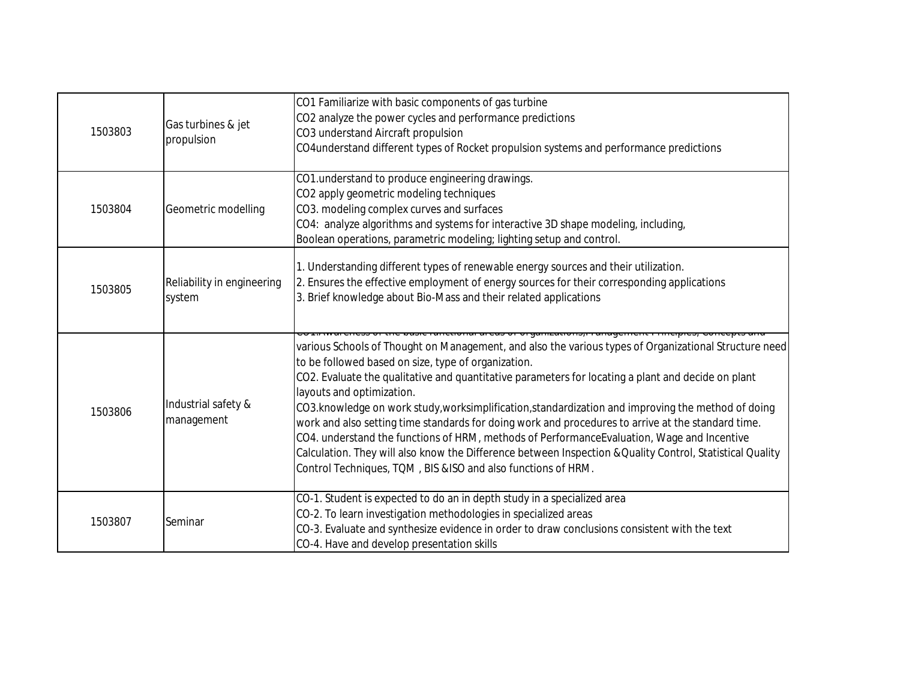| | | |
|---|---|---|
| 1503803 | Gas turbines & jet propulsion | CO1 Familiarize with basic components of gas turbine<br>CO2 analyze the power cycles and performance predictions<br>CO3 understand Aircraft propulsion<br>CO4understand different types of Rocket propulsion systems and performance predictions |
| 1503804 | Geometric modelling | CO1.understand to produce engineering drawings.<br>CO2 apply geometric modeling techniques<br>CO3. modeling complex curves and surfaces<br>CO4: analyze algorithms and systems for interactive 3D shape modeling, including, Boolean operations, parametric modeling; lighting setup and control. |
| 1503805 | Reliability in engineering system | 1. Understanding different types of renewable energy sources and their utilization.<br>2. Ensures the effective employment of energy sources for their corresponding applications<br>3. Brief knowledge about Bio-Mass and their related applications |
| 1503806 | Industrial safety & management | CO1.Awareness of the basic functional areas of organizations,Management Principles, Concepts and various Schools of Thought on Management, and also the various types of Organizational Structure need to be followed based on size, type of organization.<br>CO2. Evaluate the qualitative and quantitative parameters for locating a plant and decide on plant layouts and optimization.<br>CO3.knowledge on work study,worksimplification,standardization and improving the method of doing work and also setting time standards for doing work and procedures to arrive at the standard time.<br>CO4. understand the functions of HRM, methods of PerformanceEvaluation, Wage and Incentive Calculation. They will also know the Difference between Inspection &Quality Control, Statistical Quality Control Techniques, TQM , BIS &ISO and also functions of HRM. |
| 1503807 | Seminar | CO-1. Student is expected to do an in depth study in a specialized area<br>CO-2. To learn investigation methodologies in specialized areas<br>CO-3. Evaluate and synthesize evidence in order to draw conclusions consistent with the text<br>CO-4. Have and develop presentation skills |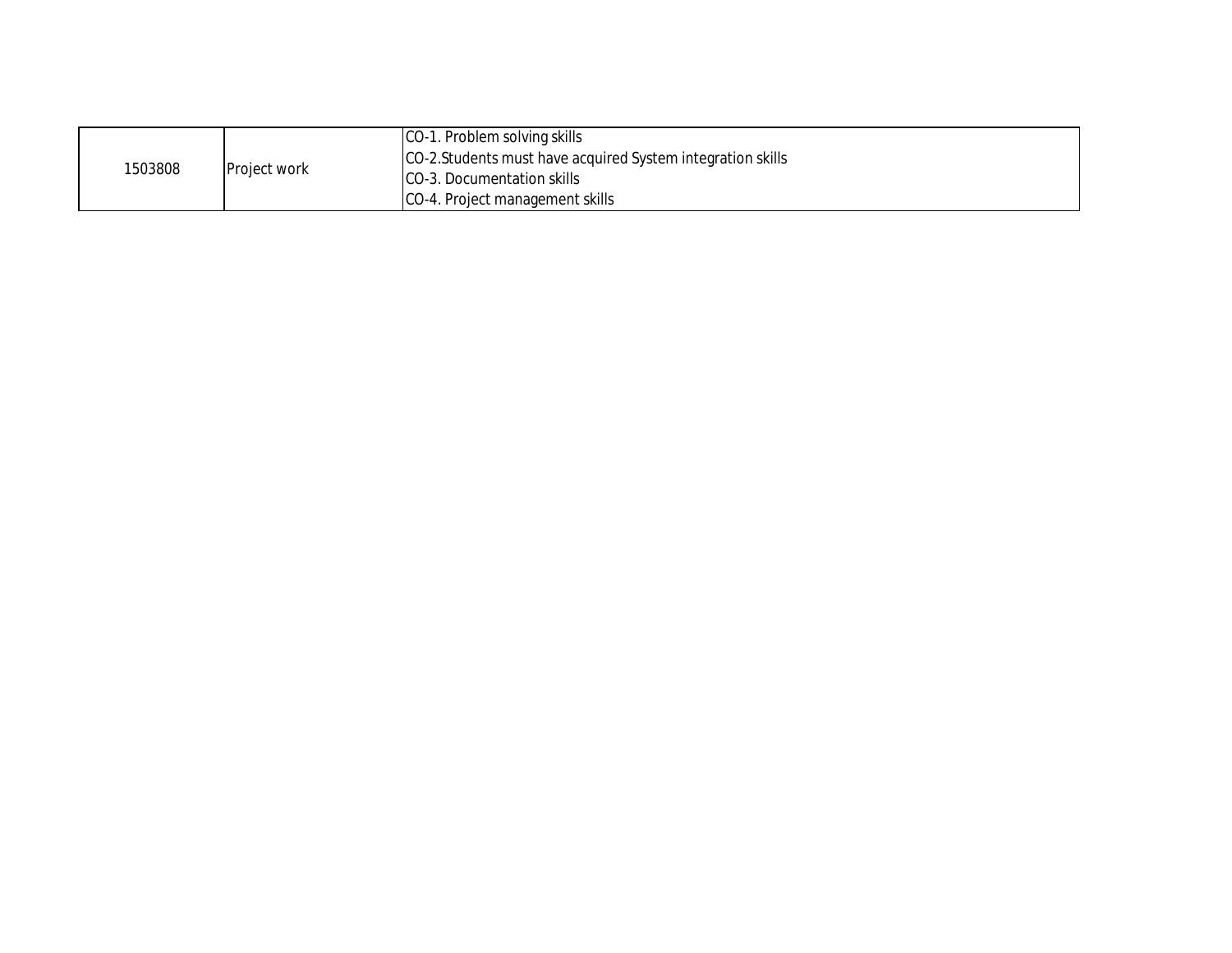| | | |
|---|---|---|
| 1503808 | Project work | CO-1. Problem solving skills<br>CO-2.Students must have acquired System integration skills<br>CO-3. Documentation skills<br>CO-4. Project management skills |